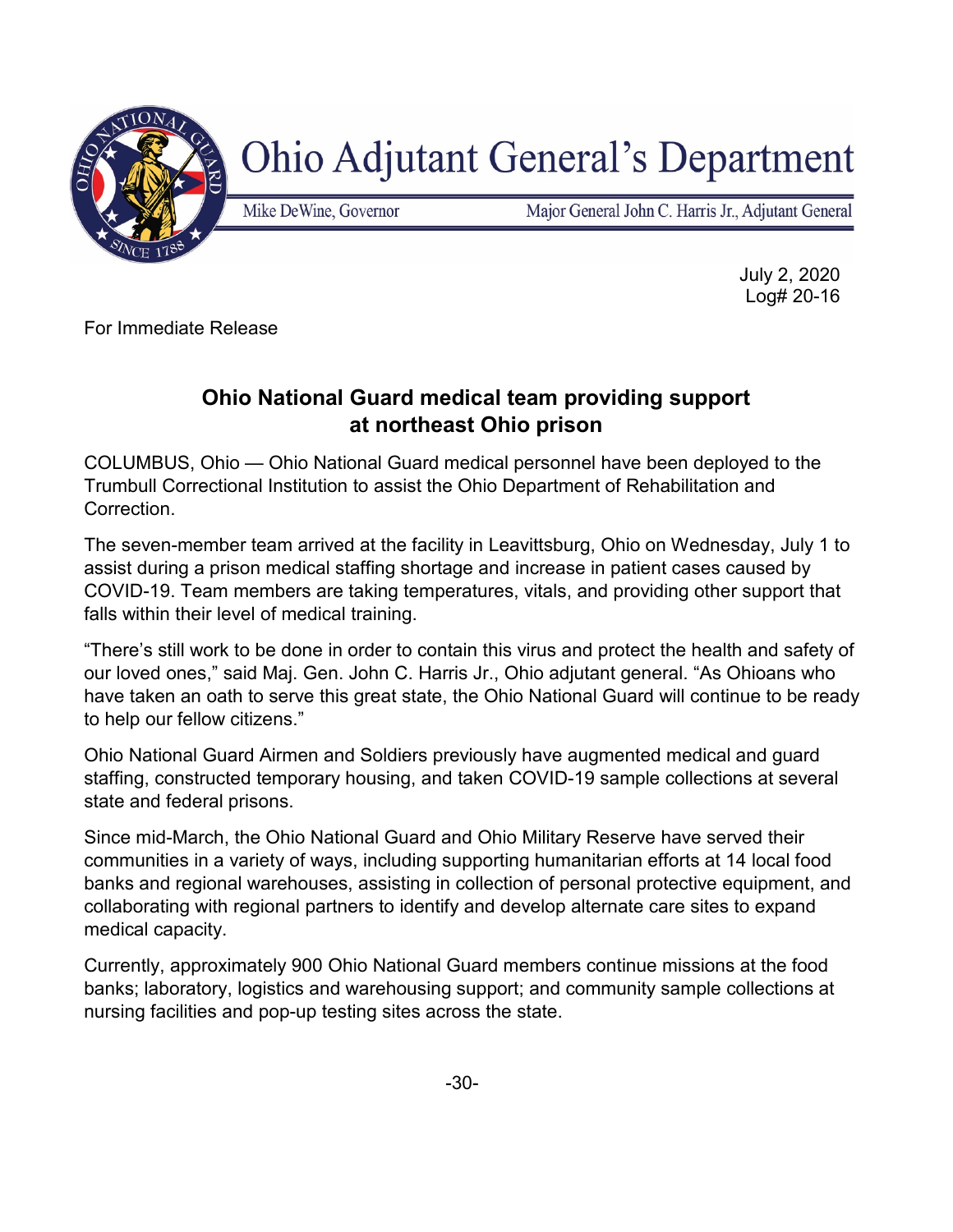# Ohio Adjutant General's Department

Mike DeWine, Governor | Major General John C. Harris Jr., Adjutant General

July 2, 2020
Log# 20-16

For Immediate Release

## Ohio National Guard medical team providing support at northeast Ohio prison

COLUMBUS, Ohio — Ohio National Guard medical personnel have been deployed to the Trumbull Correctional Institution to assist the Ohio Department of Rehabilitation and Correction.

The seven-member team arrived at the facility in Leavittsburg, Ohio on Wednesday, July 1 to assist during a prison medical staffing shortage and increase in patient cases caused by COVID-19. Team members are taking temperatures, vitals, and providing other support that falls within their level of medical training.

"There's still work to be done in order to contain this virus and protect the health and safety of our loved ones," said Maj. Gen. John C. Harris Jr., Ohio adjutant general. "As Ohioans who have taken an oath to serve this great state, the Ohio National Guard will continue to be ready to help our fellow citizens."

Ohio National Guard Airmen and Soldiers previously have augmented medical and guard staffing, constructed temporary housing, and taken COVID-19 sample collections at several state and federal prisons.

Since mid-March, the Ohio National Guard and Ohio Military Reserve have served their communities in a variety of ways, including supporting humanitarian efforts at 14 local food banks and regional warehouses, assisting in collection of personal protective equipment, and collaborating with regional partners to identify and develop alternate care sites to expand medical capacity.

Currently, approximately 900 Ohio National Guard members continue missions at the food banks; laboratory, logistics and warehousing support; and community sample collections at nursing facilities and pop-up testing sites across the state.

-30-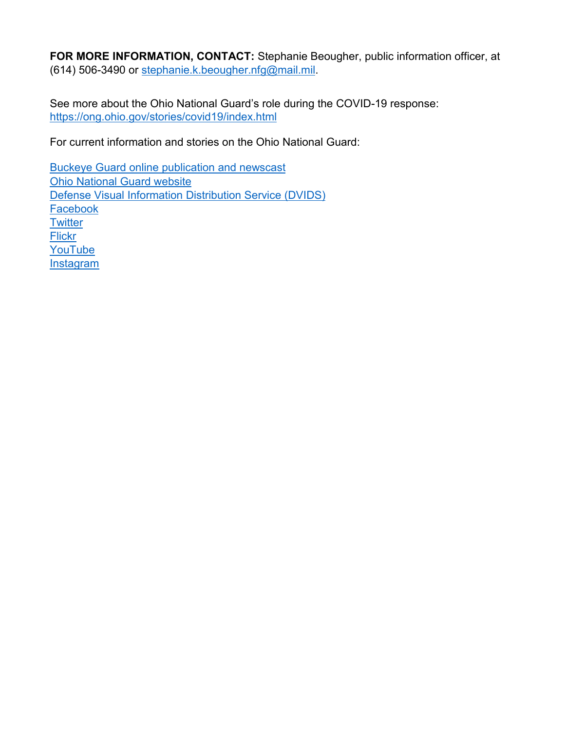**FOR MORE INFORMATION, CONTACT:** Stephanie Beougher, public information officer, at (614) 506-3490 or stephanie.k.beougher.nfg@mail.mil.

See more about the Ohio National Guard's role during the COVID-19 response: https://ong.ohio.gov/stories/covid19/index.html

For current information and stories on the Ohio National Guard:

Buckeye Guard online publication and newscast
Ohio National Guard website
Defense Visual Information Distribution Service (DVIDS)
Facebook
Twitter
Flickr
YouTube
Instagram